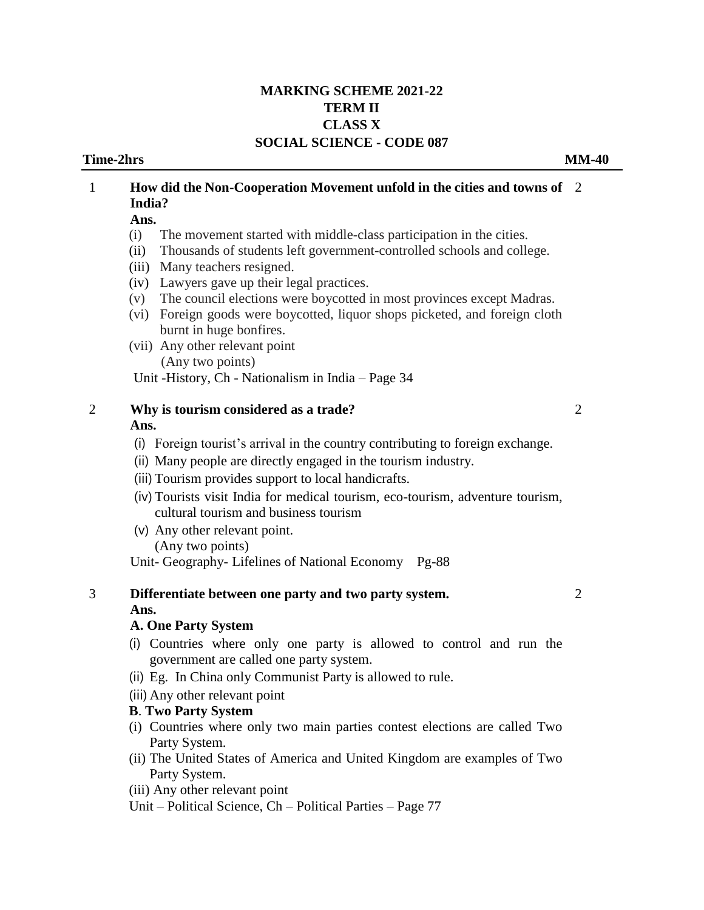# MARKING SCHEME 2021-22
## TERM II
## CLASS X
## SOCIAL SCIENCE - CODE 087

**Time-2hrs** **MM-40**

---

**1. How did the Non-Cooperation Movement unfold in the cities and towns of India?** 2

**Ans.**

(i) The movement started with middle-class participation in the cities.
(ii) Thousands of students left government-controlled schools and college.
(iii) Many teachers resigned.
(iv) Lawyers gave up their legal practices.
(v) The council elections were boycotted in most provinces except Madras.
(vi) Foreign goods were boycotted, liquor shops picketed, and foreign cloth burnt in huge bonfires.
(vii) Any other relevant point
(Any two points)

Unit -History, Ch - Nationalism in India – Page 34

**2. Why is tourism considered as a trade?** 2

**Ans.**

(i) Foreign tourist's arrival in the country contributing to foreign exchange.
(ii) Many people are directly engaged in the tourism industry.
(iii) Tourism provides support to local handicrafts.
(iv) Tourists visit India for medical tourism, eco-tourism, adventure tourism, cultural tourism and business tourism
(v) Any other relevant point.
(Any two points)

Unit- Geography- Lifelines of National Economy Pg-88

**3. Differentiate between one party and two party system.** 2

**Ans.**

**A. One Party System**

(i) Countries where only one party is allowed to control and run the government are called one party system.
(ii) Eg. In China only Communist Party is allowed to rule.
(iii) Any other relevant point

**B. Two Party System**

(i) Countries where only two main parties contest elections are called Two Party System.
(ii) The United States of America and United Kingdom are examples of Two Party System.
(iii) Any other relevant point

Unit – Political Science, Ch – Political Parties – Page 77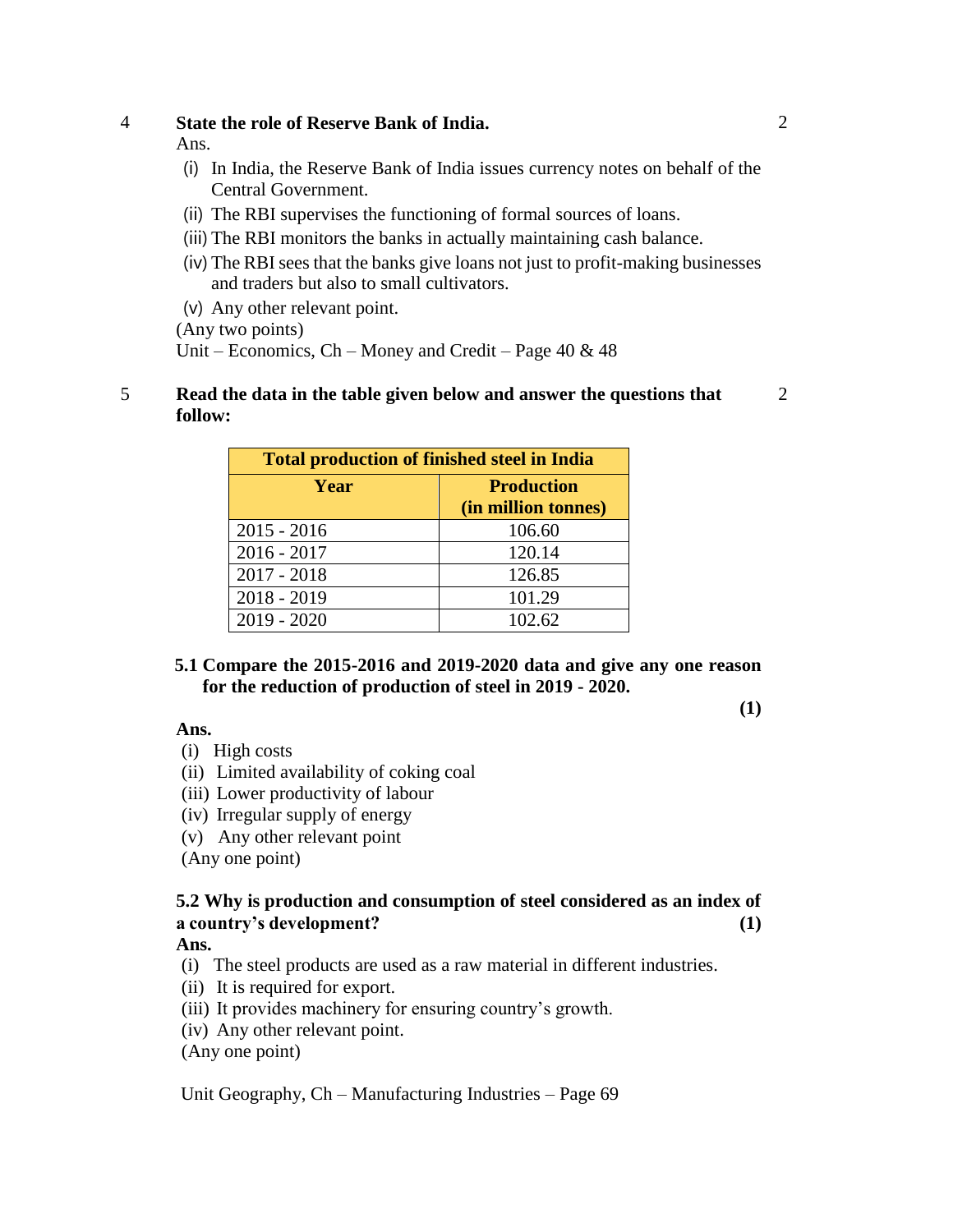4 **State the role of Reserve Bank of India.** 2

Ans.

(i) In India, the Reserve Bank of India issues currency notes on behalf of the Central Government.

(ii) The RBI supervises the functioning of formal sources of loans.

(iii) The RBI monitors the banks in actually maintaining cash balance.

(iv) The RBI sees that the banks give loans not just to profit-making businesses and traders but also to small cultivators.

(v) Any other relevant point.

(Any two points)

Unit – Economics, Ch – Money and Credit – Page 40 & 48

5 **Read the data in the table given below and answer the questions that follow:** 2

| **Total production of finished steel in India** | |
|---|---|
| **Year** | **Production (in million tonnes)** |
| 2015 - 2016 | 106.60 |
| 2016 - 2017 | 120.14 |
| 2017 - 2018 | 126.85 |
| 2018 - 2019 | 101.29 |
| 2019 - 2020 | 102.62 |

**5.1 Compare the 2015-2016 and 2019-2020 data and give any one reason for the reduction of production of steel in 2019 - 2020.** **(1)**

**Ans.**

(i) High costs

(ii) Limited availability of coking coal

(iii) Lower productivity of labour

(iv) Irregular supply of energy

(v) Any other relevant point

(Any one point)

**5.2 Why is production and consumption of steel considered as an index of a country's development?** **(1)**

**Ans.**

(i) The steel products are used as a raw material in different industries.

(ii) It is required for export.

(iii) It provides machinery for ensuring country's growth.

(iv) Any other relevant point.

(Any one point)

Unit Geography, Ch – Manufacturing Industries – Page 69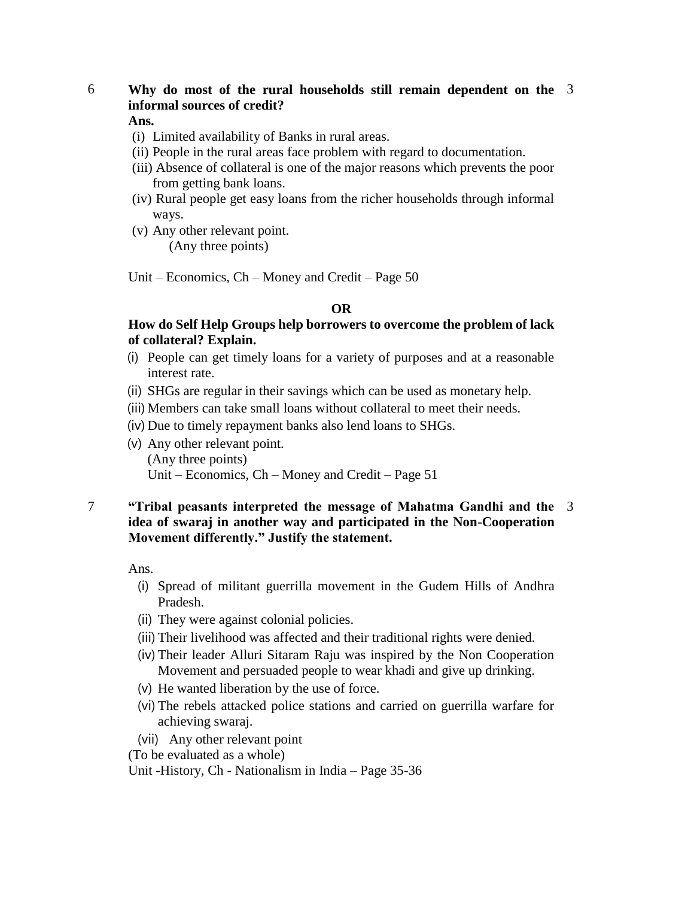**6 Why do most of the rural households still remain dependent on the informal sources of credit?** 3

**Ans.**

(i) Limited availability of Banks in rural areas.
(ii) People in the rural areas face problem with regard to documentation.
(iii) Absence of collateral is one of the major reasons which prevents the poor from getting bank loans.
(iv) Rural people get easy loans from the richer households through informal ways.
(v) Any other relevant point.
(Any three points)

Unit – Economics, Ch – Money and Credit – Page 50

**OR**

**How do Self Help Groups help borrowers to overcome the problem of lack of collateral? Explain.**

(i) People can get timely loans for a variety of purposes and at a reasonable interest rate.
(ii) SHGs are regular in their savings which can be used as monetary help.
(iii) Members can take small loans without collateral to meet their needs.
(iv) Due to timely repayment banks also lend loans to SHGs.
(v) Any other relevant point.
(Any three points)
Unit – Economics, Ch – Money and Credit – Page 51

**7 "Tribal peasants interpreted the message of Mahatma Gandhi and the idea of swaraj in another way and participated in the Non-Cooperation Movement differently." Justify the statement.** 3

Ans.

(i) Spread of militant guerrilla movement in the Gudem Hills of Andhra Pradesh.
(ii) They were against colonial policies.
(iii) Their livelihood was affected and their traditional rights were denied.
(iv) Their leader Alluri Sitaram Raju was inspired by the Non Cooperation Movement and persuaded people to wear khadi and give up drinking.
(v) He wanted liberation by the use of force.
(vi) The rebels attacked police stations and carried on guerrilla warfare for achieving swaraj.
(vii) Any other relevant point

(To be evaluated as a whole)
Unit -History, Ch - Nationalism in India – Page 35-36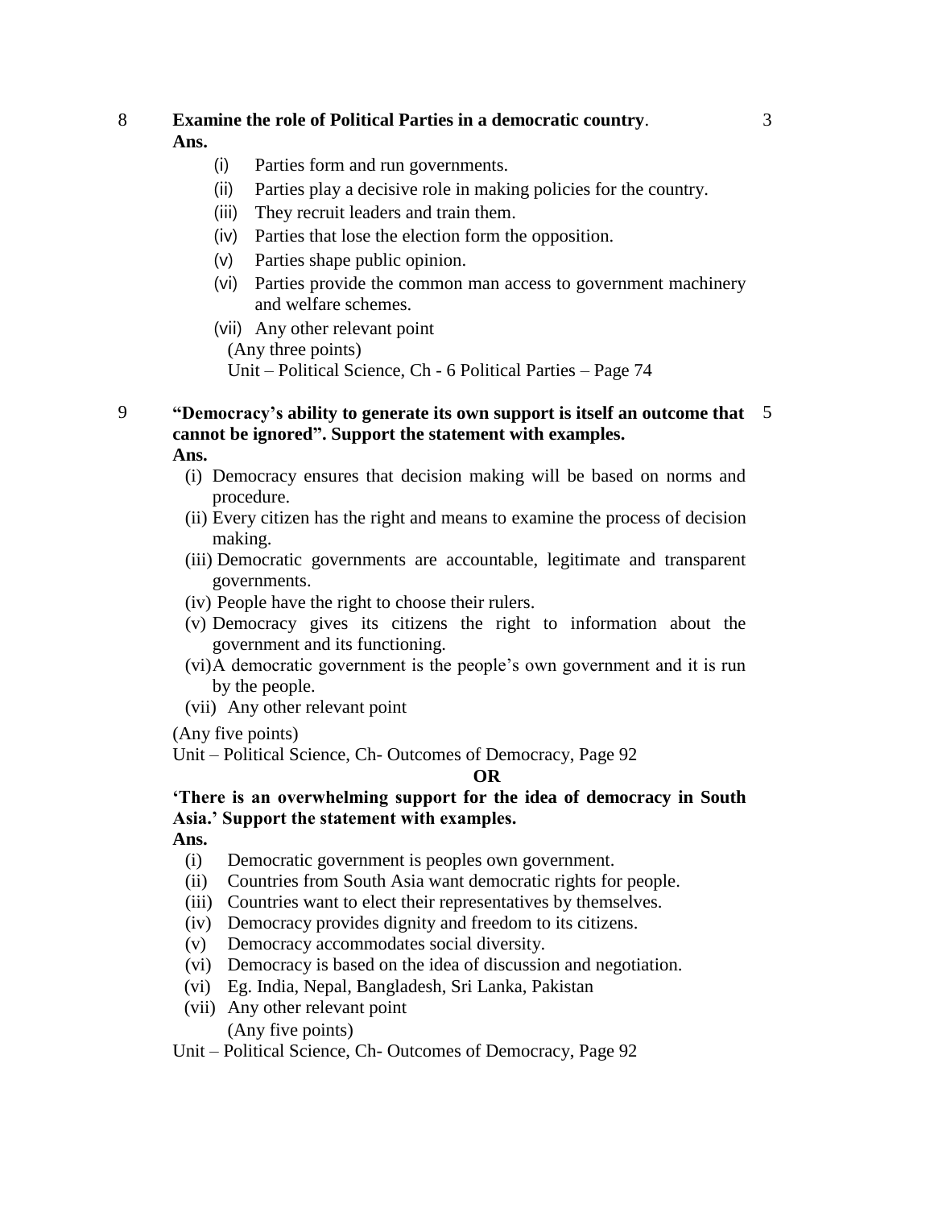8 **Examine the role of Political Parties in a democratic country**. 3

**Ans.**

- (i) Parties form and run governments.
- (ii) Parties play a decisive role in making policies for the country.
- (iii) They recruit leaders and train them.
- (iv) Parties that lose the election form the opposition.
- (v) Parties shape public opinion.
- (vi) Parties provide the common man access to government machinery and welfare schemes.
- (vii) Any other relevant point

(Any three points)

Unit – Political Science, Ch - 6 Political Parties – Page 74

9 **"Democracy's ability to generate its own support is itself an outcome that cannot be ignored". Support the statement with examples.** 5

**Ans.**

- (i) Democracy ensures that decision making will be based on norms and procedure.
- (ii) Every citizen has the right and means to examine the process of decision making.
- (iii) Democratic governments are accountable, legitimate and transparent governments.
- (iv) People have the right to choose their rulers.
- (v) Democracy gives its citizens the right to information about the government and its functioning.
- (vi) A democratic government is the people's own government and it is run by the people.
- (vii) Any other relevant point

(Any five points)

Unit – Political Science, Ch- Outcomes of Democracy, Page 92

**OR**

**'There is an overwhelming support for the idea of democracy in South Asia.' Support the statement with examples.**

**Ans.**

- (i) Democratic government is peoples own government.
- (ii) Countries from South Asia want democratic rights for people.
- (iii) Countries want to elect their representatives by themselves.
- (iv) Democracy provides dignity and freedom to its citizens.
- (v) Democracy accommodates social diversity.
- (vi) Democracy is based on the idea of discussion and negotiation.
- (vi) Eg. India, Nepal, Bangladesh, Sri Lanka, Pakistan
- (vii) Any other relevant point

(Any five points)

Unit – Political Science, Ch- Outcomes of Democracy, Page 92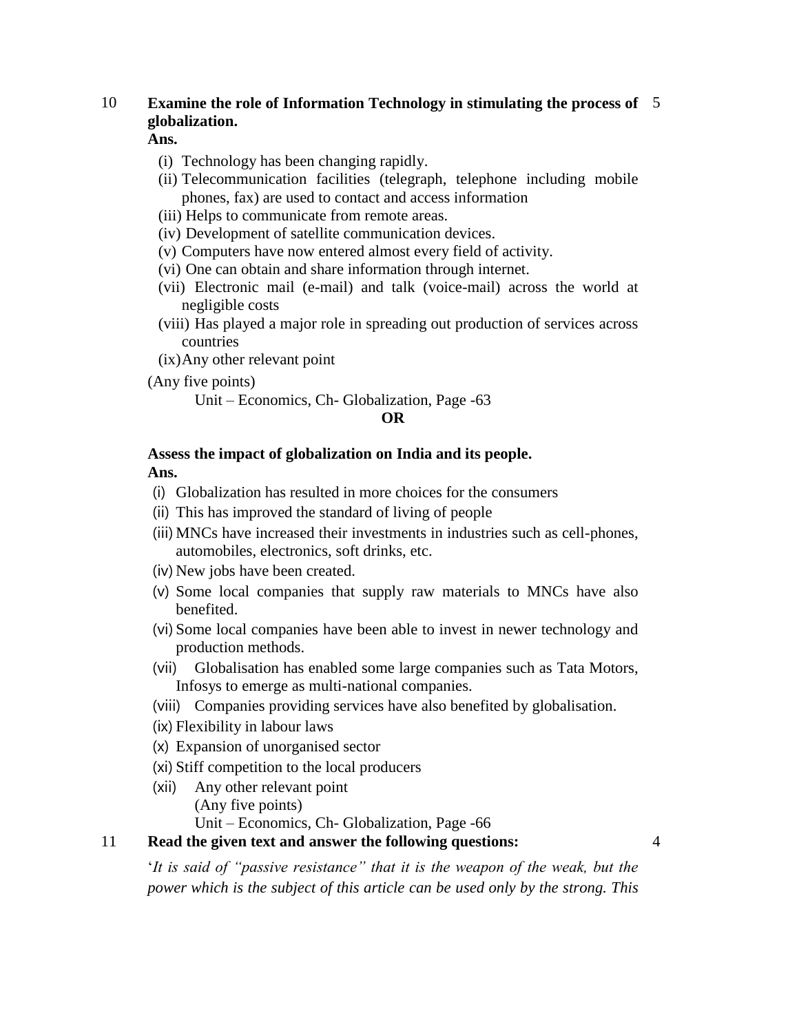10 **Examine the role of Information Technology in stimulating the process of globalization.** 5

**Ans.**

(i) Technology has been changing rapidly.

(ii) Telecommunication facilities (telegraph, telephone including mobile phones, fax) are used to contact and access information

(iii) Helps to communicate from remote areas.

(iv) Development of satellite communication devices.

(v) Computers have now entered almost every field of activity.

(vi) One can obtain and share information through internet.

(vii) Electronic mail (e-mail) and talk (voice-mail) across the world at negligible costs

(viii) Has played a major role in spreading out production of services across countries

(ix) Any other relevant point

(Any five points)

Unit – Economics, Ch- Globalization, Page -63

**OR**

**Assess the impact of globalization on India and its people.**

**Ans.**

(i) Globalization has resulted in more choices for the consumers

(ii) This has improved the standard of living of people

(iii) MNCs have increased their investments in industries such as cell-phones, automobiles, electronics, soft drinks, etc.

(iv) New jobs have been created.

(v) Some local companies that supply raw materials to MNCs have also benefited.

(vi) Some local companies have been able to invest in newer technology and production methods.

(vii) Globalisation has enabled some large companies such as Tata Motors, Infosys to emerge as multi-national companies.

(viii) Companies providing services have also benefited by globalisation.

(ix) Flexibility in labour laws

(x) Expansion of unorganised sector

(xi) Stiff competition to the local producers

(xii) Any other relevant point

(Any five points)

Unit – Economics, Ch- Globalization, Page -66

11 **Read the given text and answer the following questions:** 4

'*It is said of "passive resistance" that it is the weapon of the weak, but the power which is the subject of this article can be used only by the strong. This*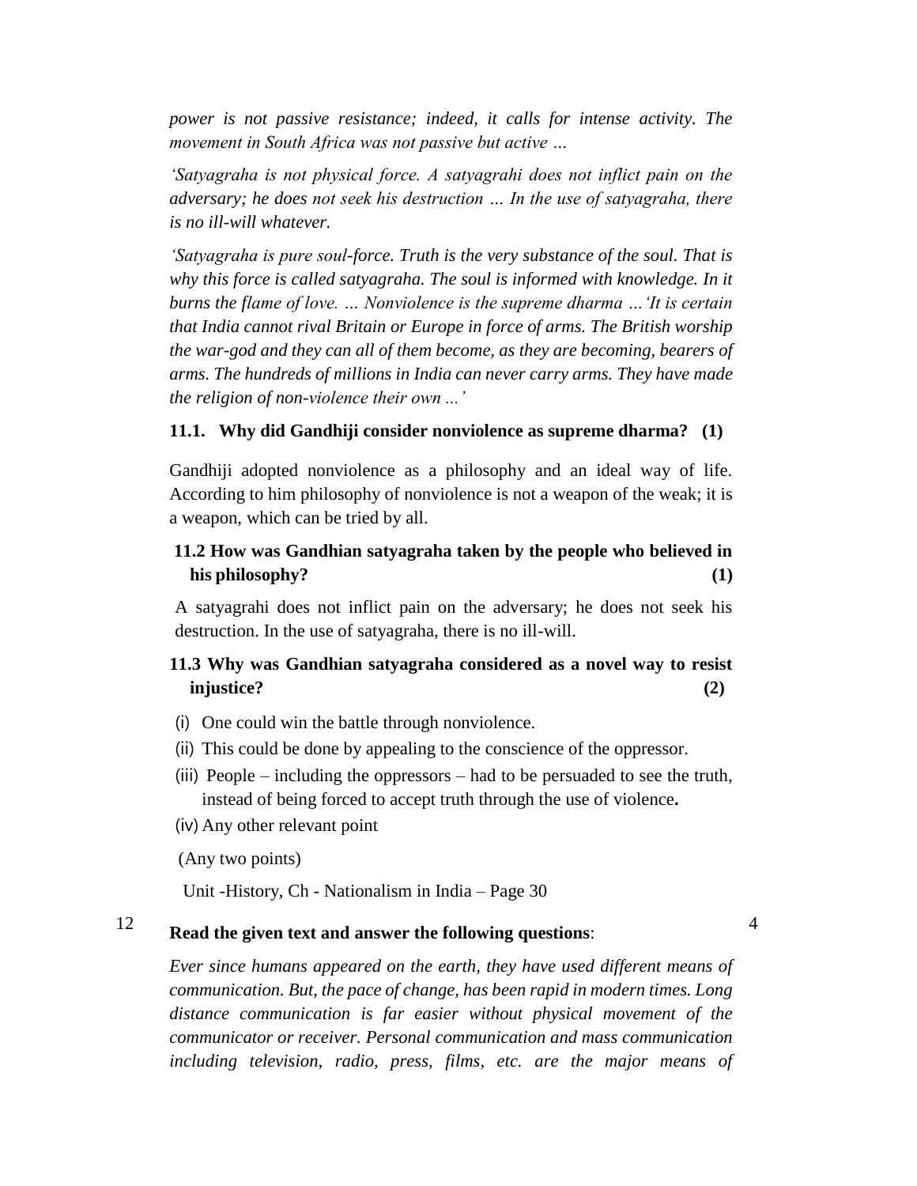*power is not passive resistance; indeed, it calls for intense activity. The movement in South Africa was not passive but active …*

*'Satyagraha is not physical force. A satyagrahi does not inflict pain on the adversary; he does not seek his destruction … In the use of satyagraha, there is no ill-will whatever.*

*'Satyagraha is pure soul-force. Truth is the very substance of the soul. That is why this force is called satyagraha. The soul is informed with knowledge. In it burns the flame of love. … Nonviolence is the supreme dharma …'It is certain that India cannot rival Britain or Europe in force of arms. The British worship the war-god and they can all of them become, as they are becoming, bearers of arms. The hundreds of millions in India can never carry arms. They have made the religion of non-violence their own ...'*

**11.1. Why did Gandhiji consider nonviolence as supreme dharma? (1)**

Gandhiji adopted nonviolence as a philosophy and an ideal way of life. According to him philosophy of nonviolence is not a weapon of the weak; it is a weapon, which can be tried by all.

**11.2 How was Gandhian satyagraha taken by the people who believed in his philosophy? (1)**

A satyagrahi does not inflict pain on the adversary; he does not seek his destruction. In the use of satyagraha, there is no ill-will.

**11.3 Why was Gandhian satyagraha considered as a novel way to resist injustice? (2)**

(i) One could win the battle through nonviolence.

(ii) This could be done by appealing to the conscience of the oppressor.

(iii) People – including the oppressors – had to be persuaded to see the truth, instead of being forced to accept truth through the use of violence**.**

(iv) Any other relevant point

(Any two points)

Unit -History, Ch - Nationalism in India – Page 30

12 **Read the given text and answer the following questions**: 4

*Ever since humans appeared on the earth, they have used different means of communication. But, the pace of change, has been rapid in modern times. Long distance communication is far easier without physical movement of the communicator or receiver. Personal communication and mass communication including television, radio, press, films, etc. are the major means of*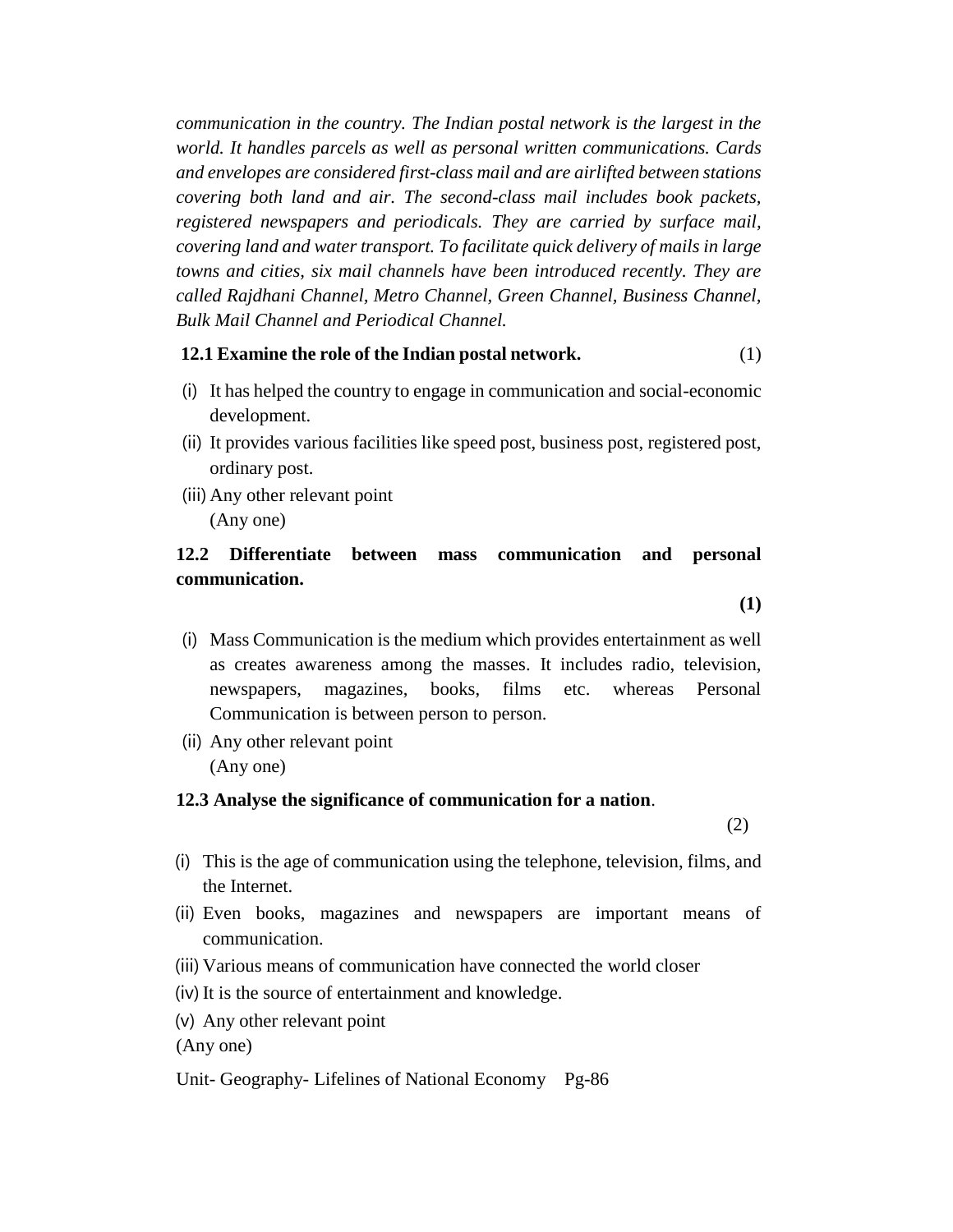*communication in the country. The Indian postal network is the largest in the world. It handles parcels as well as personal written communications. Cards and envelopes are considered first-class mail and are airlifted between stations covering both land and air. The second-class mail includes book packets, registered newspapers and periodicals. They are carried by surface mail, covering land and water transport. To facilitate quick delivery of mails in large towns and cities, six mail channels have been introduced recently. They are called Rajdhani Channel, Metro Channel, Green Channel, Business Channel, Bulk Mail Channel and Periodical Channel.*

**12.1 Examine the role of the Indian postal network.** (1)

(i) It has helped the country to engage in communication and social-economic development.

(ii) It provides various facilities like speed post, business post, registered post, ordinary post.

(iii) Any other relevant point

(Any one)

**12.2 Differentiate between mass communication and personal communication.**

**(1)**

(i) Mass Communication is the medium which provides entertainment as well as creates awareness among the masses. It includes radio, television, newspapers, magazines, books, films etc. whereas Personal Communication is between person to person.

(ii) Any other relevant point

(Any one)

**12.3 Analyse the significance of communication for a nation**.

(2)

(i) This is the age of communication using the telephone, television, films, and the Internet.

(ii) Even books, magazines and newspapers are important means of communication.

(iii) Various means of communication have connected the world closer

(iv) It is the source of entertainment and knowledge.

(v) Any other relevant point

(Any one)

Unit- Geography- Lifelines of National Economy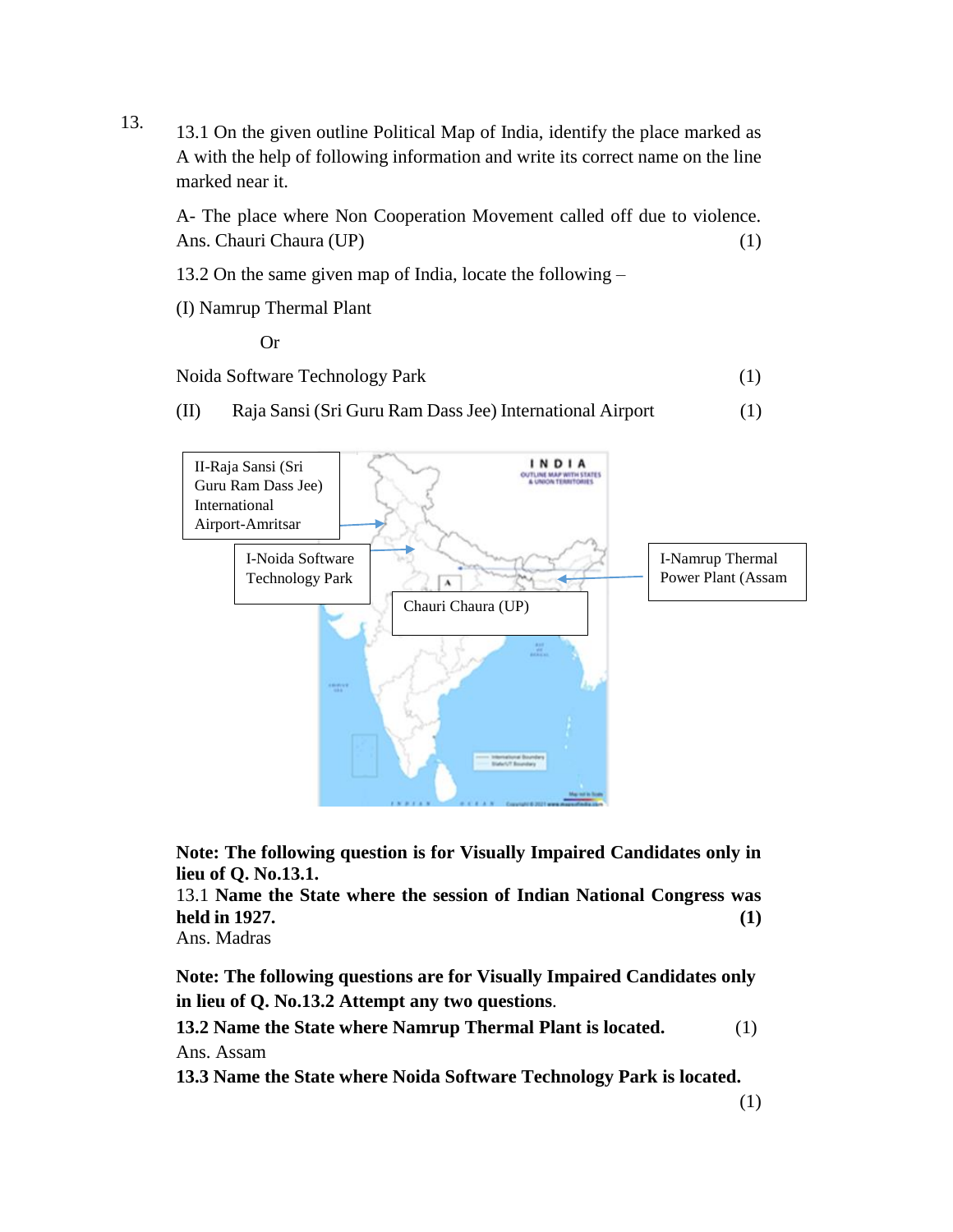13.

13.1 On the given outline Political Map of India, identify the place marked as A with the help of following information and write its correct name on the line marked near it.

A- The place where Non Cooperation Movement called off due to violence.
Ans. Chauri Chaura (UP) (1)

13.2 On the same given map of India, locate the following –

(I) Namrup Thermal Plant

Or

Noida Software Technology Park (1)

(II) Raja Sansi (Sri Guru Ram Dass Jee) International Airport (1)

II-Raja Sansi (Sri Guru Ram Dass Jee) International Airport-Amritsar

I-Noida Software Technology Park

Chauri Chaura (UP)

I-Namrup Thermal Power Plant (Assam

**Note: The following question is for Visually Impaired Candidates only in lieu of Q. No.13.1.**

13.1 **Name the State where the session of Indian National Congress was held in 1927.** **(1)**

Ans. Madras

**Note: The following questions are for Visually Impaired Candidates only in lieu of Q. No.13.2 Attempt any two questions**.

**13.2 Name the State where Namrup Thermal Plant is located.** (1)

Ans. Assam

**13.3 Name the State where Noida Software Technology Park is located.** (1)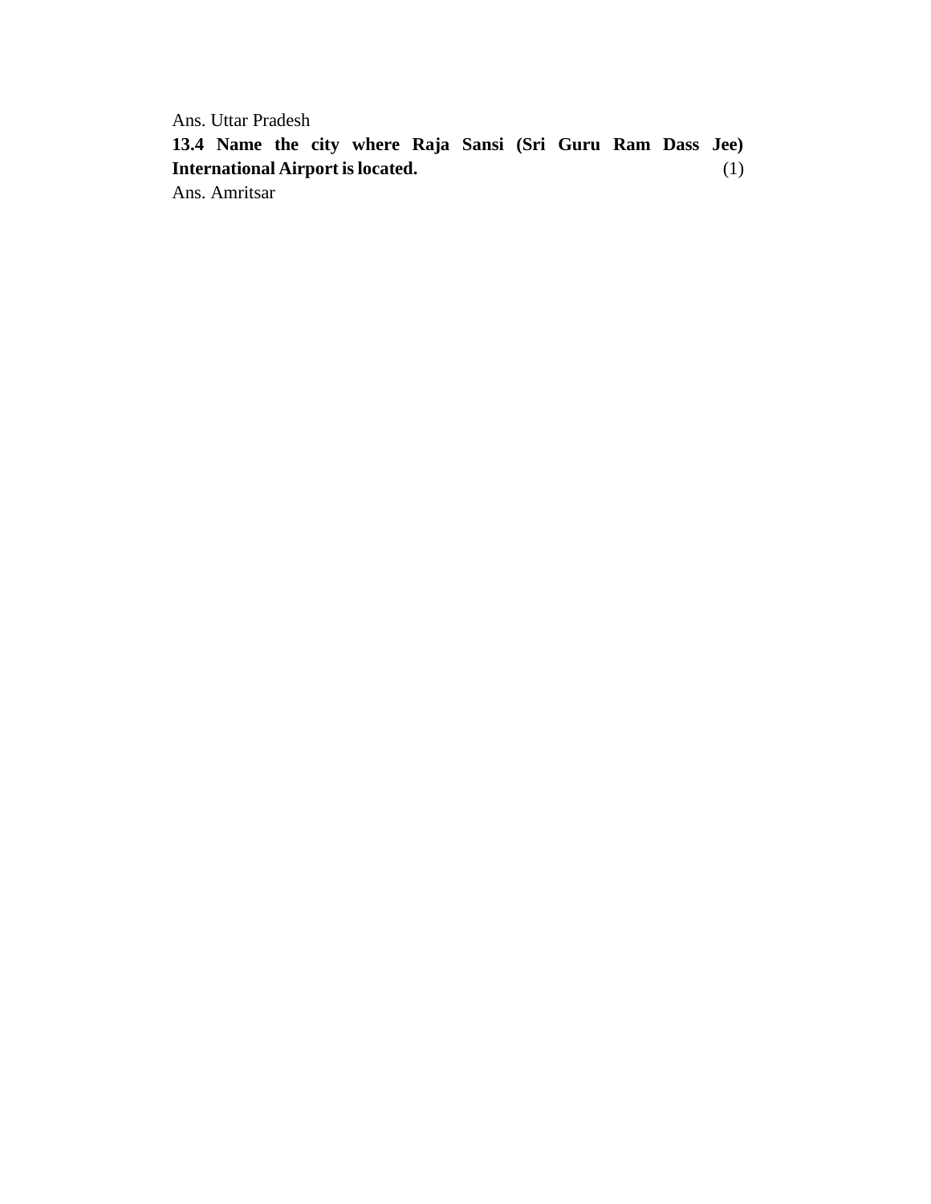Ans. Uttar Pradesh

**13.4 Name the city where Raja Sansi (Sri Guru Ram Dass Jee) International Airport is located.** (1)

Ans. Amritsar